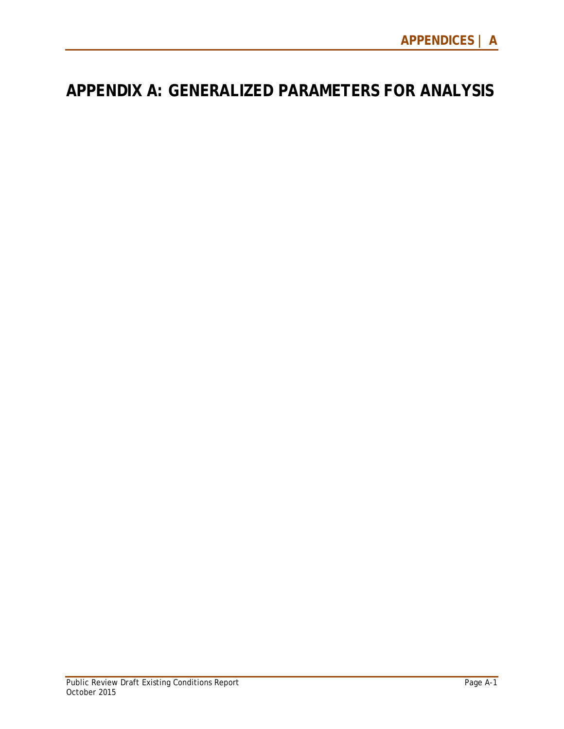# APPENDIX A: GENERALIZED PARAMETERS FOR ANALYSIS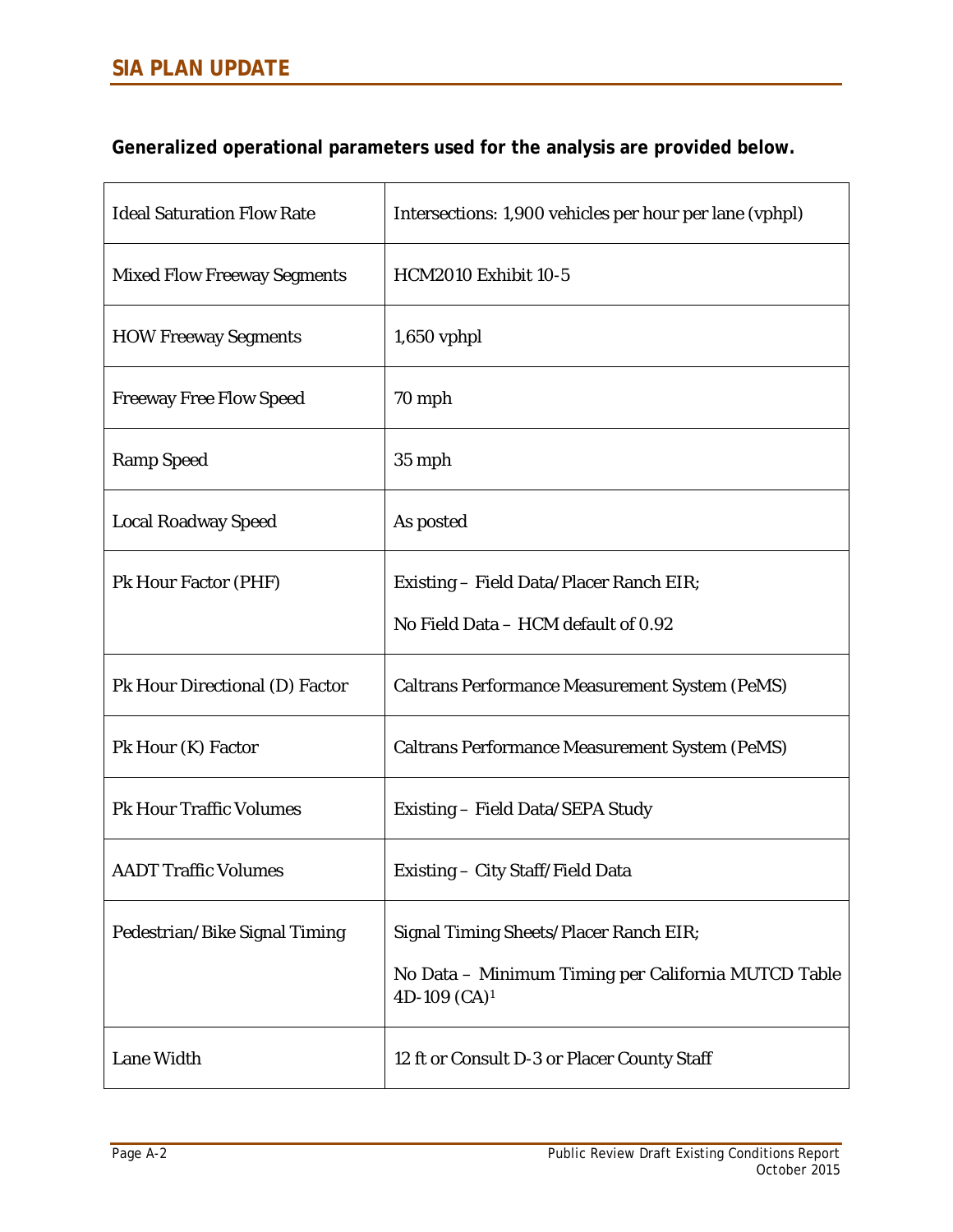**Generalized operational parameters used for the analysis are provided below.**

| | |
|---|---|
| Ideal Saturation Flow Rate | Intersections: 1,900 vehicles per hour per lane (vphpl) |
| Mixed Flow Freeway Segments | HCM2010 Exhibit 10-5 |
| HOW Freeway Segments | 1,650 vphpl |
| Freeway Free Flow Speed | 70 mph |
| Ramp Speed | 35 mph |
| Local Roadway Speed | As posted |
| Pk Hour Factor (PHF) | Existing – Field Data/Placer Ranch EIR;<br>No Field Data – HCM default of 0.92 |
| Pk Hour Directional (D) Factor | Caltrans Performance Measurement System (PeMS) |
| Pk Hour (K) Factor | Caltrans Performance Measurement System (PeMS) |
| Pk Hour Traffic Volumes | Existing – Field Data/SEPA Study |
| AADT Traffic Volumes | Existing – City Staff/Field Data |
| Pedestrian/Bike Signal Timing | Signal Timing Sheets/Placer Ranch EIR;<br>No Data – Minimum Timing per California MUTCD Table 4D-109 (CA)[1] |
| Lane Width | 12 ft or Consult D-3 or Placer County Staff |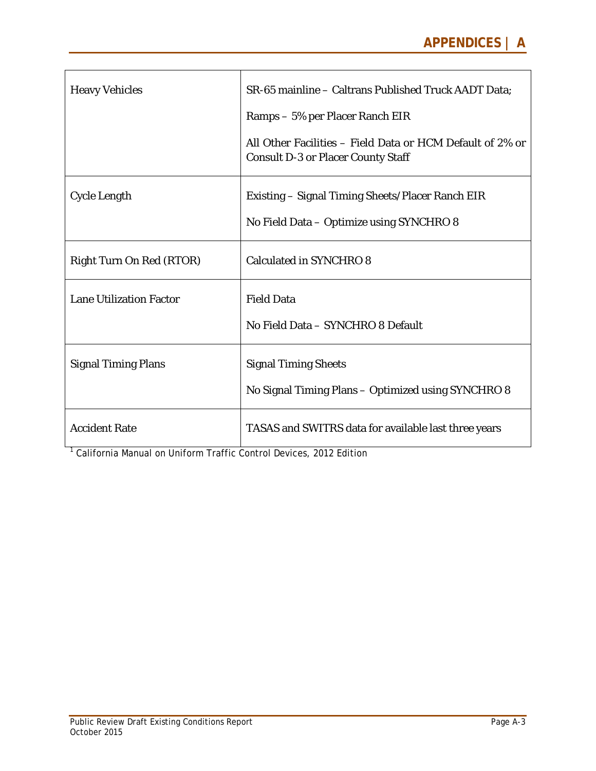| | |
|---|---|
| Heavy Vehicles | SR-65 mainline – Caltrans Published Truck AADT Data;<br><br>Ramps – 5% per Placer Ranch EIR<br><br>All Other Facilities – Field Data or HCM Default of 2% or Consult D-3 or Placer County Staff |
| Cycle Length | Existing – Signal Timing Sheets/Placer Ranch EIR<br><br>No Field Data – Optimize using SYNCHRO 8 |
| Right Turn On Red (RTOR) | Calculated in SYNCHRO 8 |
| Lane Utilization Factor | Field Data<br><br>No Field Data – SYNCHRO 8 Default |
| Signal Timing Plans | Signal Timing Sheets<br><br>No Signal Timing Plans – Optimized using SYNCHRO 8 |
| Accident Rate | TASAS and SWITRS data for available last three years |

[1] California Manual on Uniform Traffic Control Devices, 2012 Edition